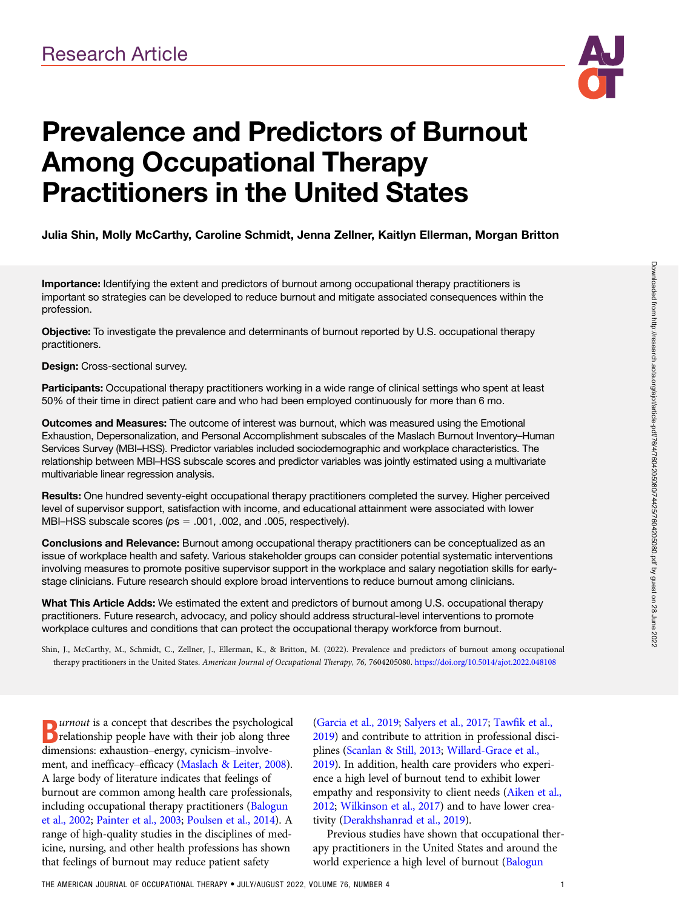Research Article

# Prevalence and Predictors of Burnout Among Occupational Therapy Practitioners in the United States

**Julia Shin, Molly McCarthy, Caroline Schmidt, Jenna Zellner, Kaitlyn Ellerman, Morgan Britton**

**Importance:** Identifying the extent and predictors of burnout among occupational therapy practitioners is important so strategies can be developed to reduce burnout and mitigate associated consequences within the profession.

**Objective:** To investigate the prevalence and determinants of burnout reported by U.S. occupational therapy practitioners.

**Design:** Cross-sectional survey.

**Participants:** Occupational therapy practitioners working in a wide range of clinical settings who spent at least 50% of their time in direct patient care and who had been employed continuously for more than 6 mo.

**Outcomes and Measures:** The outcome of interest was burnout, which was measured using the Emotional Exhaustion, Depersonalization, and Personal Accomplishment subscales of the Maslach Burnout Inventory–Human Services Survey (MBI–HSS). Predictor variables included sociodemographic and workplace characteristics. The relationship between MBI–HSS subscale scores and predictor variables was jointly estimated using a multivariate multivariable linear regression analysis.

**Results:** One hundred seventy-eight occupational therapy practitioners completed the survey. Higher perceived level of supervisor support, satisfaction with income, and educational attainment were associated with lower MBI–HSS subscale scores (*p*s = .001, .002, and .005, respectively).

**Conclusions and Relevance:** Burnout among occupational therapy practitioners can be conceptualized as an issue of workplace health and safety. Various stakeholder groups can consider potential systematic interventions involving measures to promote positive supervisor support in the workplace and salary negotiation skills for early-stage clinicians. Future research should explore broad interventions to reduce burnout among clinicians.

**What This Article Adds:** We estimated the extent and predictors of burnout among U.S. occupational therapy practitioners. Future research, advocacy, and policy should address structural-level interventions to promote workplace cultures and conditions that can protect the occupational therapy workforce from burnout.

Shin, J., McCarthy, M., Schmidt, C., Zellner, J., Ellerman, K., & Britton, M. (2022). Prevalence and predictors of burnout among occupational therapy practitioners in the United States. *American Journal of Occupational Therapy, 76,* 7604205080. https://doi.org/10.5014/ajot.2022.048108

*Burnout* is a concept that describes the psychological relationship people have with their job along three dimensions: exhaustion–energy, cynicism–involvement, and inefficacy–efficacy (Maslach & Leiter, 2008). A large body of literature indicates that feelings of burnout are common among health care professionals, including occupational therapy practitioners (Balogun et al., 2002; Painter et al., 2003; Poulsen et al., 2014). A range of high-quality studies in the disciplines of medicine, nursing, and other health professions has shown that feelings of burnout may reduce patient safety (Garcia et al., 2019; Salyers et al., 2017; Tawfik et al., 2019) and contribute to attrition in professional disciplines (Scanlan & Still, 2013; Willard-Grace et al., 2019). In addition, health care providers who experience a high level of burnout tend to exhibit lower empathy and responsivity to client needs (Aiken et al., 2012; Wilkinson et al., 2017) and to have lower creativity (Derakhshanrad et al., 2019).

Previous studies have shown that occupational therapy practitioners in the United States and around the world experience a high level of burnout (Balogun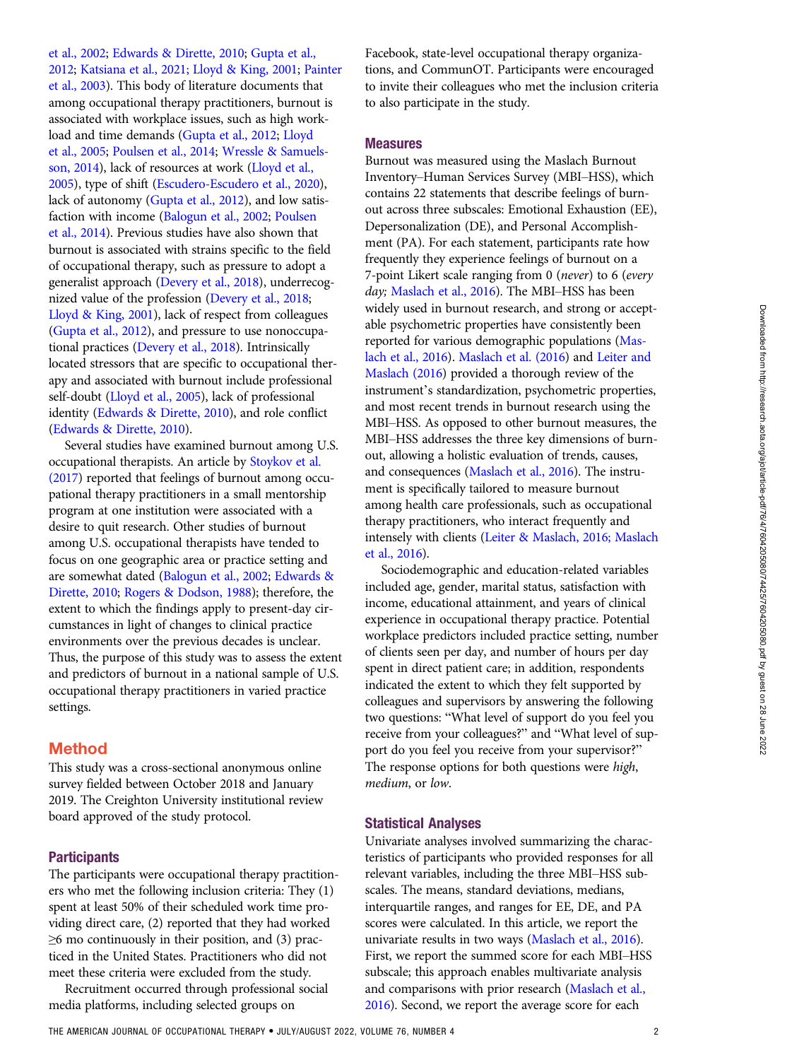et al., 2002; Edwards & Dirette, 2010; Gupta et al., 2012; Katsiana et al., 2021; Lloyd & King, 2001; Painter et al., 2003). This body of literature documents that among occupational therapy practitioners, burnout is associated with workplace issues, such as high workload and time demands (Gupta et al., 2012; Lloyd et al., 2005; Poulsen et al., 2014; Wressle & Samuelsson, 2014), lack of resources at work (Lloyd et al., 2005), type of shift (Escudero-Escudero et al., 2020), lack of autonomy (Gupta et al., 2012), and low satisfaction with income (Balogun et al., 2002; Poulsen et al., 2014). Previous studies have also shown that burnout is associated with strains specific to the field of occupational therapy, such as pressure to adopt a generalist approach (Devery et al., 2018), underrecognized value of the profession (Devery et al., 2018; Lloyd & King, 2001), lack of respect from colleagues (Gupta et al., 2012), and pressure to use nonoccupational practices (Devery et al., 2018). Intrinsically located stressors that are specific to occupational therapy and associated with burnout include professional self-doubt (Lloyd et al., 2005), lack of professional identity (Edwards & Dirette, 2010), and role conflict (Edwards & Dirette, 2010).

Several studies have examined burnout among U.S. occupational therapists. An article by Stoykov et al. (2017) reported that feelings of burnout among occupational therapy practitioners in a small mentorship program at one institution were associated with a desire to quit research. Other studies of burnout among U.S. occupational therapists have tended to focus on one geographic area or practice setting and are somewhat dated (Balogun et al., 2002; Edwards & Dirette, 2010; Rogers & Dodson, 1988); therefore, the extent to which the findings apply to present-day circumstances in light of changes to clinical practice environments over the previous decades is unclear. Thus, the purpose of this study was to assess the extent and predictors of burnout in a national sample of U.S. occupational therapy practitioners in varied practice settings.

## Method

This study was a cross-sectional anonymous online survey fielded between October 2018 and January 2019. The Creighton University institutional review board approved of the study protocol.

### Participants

The participants were occupational therapy practitioners who met the following inclusion criteria: They (1) spent at least 50% of their scheduled work time providing direct care, (2) reported that they had worked ≥6 mo continuously in their position, and (3) practiced in the United States. Practitioners who did not meet these criteria were excluded from the study.

Recruitment occurred through professional social media platforms, including selected groups on Facebook, state-level occupational therapy organizations, and CommunOT. Participants were encouraged to invite their colleagues who met the inclusion criteria to also participate in the study.

### Measures

Burnout was measured using the Maslach Burnout Inventory–Human Services Survey (MBI–HSS), which contains 22 statements that describe feelings of burnout across three subscales: Emotional Exhaustion (EE), Depersonalization (DE), and Personal Accomplishment (PA). For each statement, participants rate how frequently they experience feelings of burnout on a 7-point Likert scale ranging from 0 (*never*) to 6 (*every day;* Maslach et al., 2016). The MBI–HSS has been widely used in burnout research, and strong or acceptable psychometric properties have consistently been reported for various demographic populations (Maslach et al., 2016). Maslach et al. (2016) and Leiter and Maslach (2016) provided a thorough review of the instrument's standardization, psychometric properties, and most recent trends in burnout research using the MBI–HSS. As opposed to other burnout measures, the MBI–HSS addresses the three key dimensions of burnout, allowing a holistic evaluation of trends, causes, and consequences (Maslach et al., 2016). The instrument is specifically tailored to measure burnout among health care professionals, such as occupational therapy practitioners, who interact frequently and intensely with clients (Leiter & Maslach, 2016; Maslach et al., 2016).

Sociodemographic and education-related variables included age, gender, marital status, satisfaction with income, educational attainment, and years of clinical experience in occupational therapy practice. Potential workplace predictors included practice setting, number of clients seen per day, and number of hours per day spent in direct patient care; in addition, respondents indicated the extent to which they felt supported by colleagues and supervisors by answering the following two questions: "What level of support do you feel you receive from your colleagues?" and "What level of support do you feel you receive from your supervisor?" The response options for both questions were *high*, *medium*, or *low*.

### Statistical Analyses

Univariate analyses involved summarizing the characteristics of participants who provided responses for all relevant variables, including the three MBI–HSS subscales. The means, standard deviations, medians, interquartile ranges, and ranges for EE, DE, and PA scores were calculated. In this article, we report the univariate results in two ways (Maslach et al., 2016). First, we report the summed score for each MBI–HSS subscale; this approach enables multivariate analysis and comparisons with prior research (Maslach et al., 2016). Second, we report the average score for each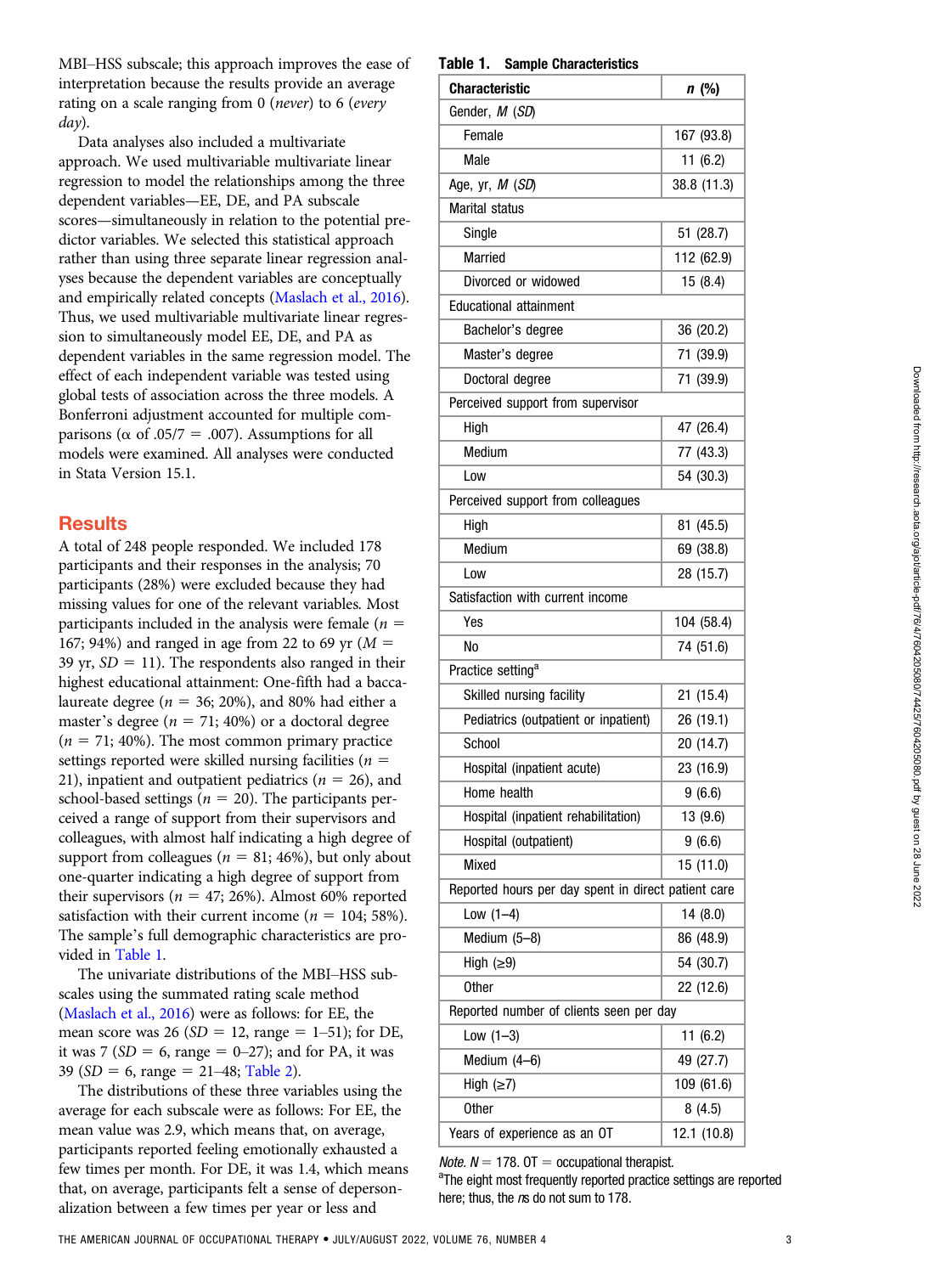MBI–HSS subscale; this approach improves the ease of interpretation because the results provide an average rating on a scale ranging from 0 (*never*) to 6 (*every day*).

Data analyses also included a multivariate approach. We used multivariable multivariate linear regression to model the relationships among the three dependent variables—EE, DE, and PA subscale scores—simultaneously in relation to the potential predictor variables. We selected this statistical approach rather than using three separate linear regression analyses because the dependent variables are conceptually and empirically related concepts (Maslach et al., 2016). Thus, we used multivariable multivariate linear regression to simultaneously model EE, DE, and PA as dependent variables in the same regression model. The effect of each independent variable was tested using global tests of association across the three models. A Bonferroni adjustment accounted for multiple comparisons ($\alpha$ of .05/7 = .007). Assumptions for all models were examined. All analyses were conducted in Stata Version 15.1.

## Results

A total of 248 people responded. We included 178 participants and their responses in the analysis; 70 participants (28%) were excluded because they had missing values for one of the relevant variables. Most participants included in the analysis were female ($n$ = 167; 94%) and ranged in age from 22 to 69 yr ($M$ = 39 yr, $SD$ = 11). The respondents also ranged in their highest educational attainment: One-fifth had a baccalaureate degree ($n$ = 36; 20%), and 80% had either a master's degree ($n$ = 71; 40%) or a doctoral degree ($n$ = 71; 40%). The most common primary practice settings reported were skilled nursing facilities ($n$ = 21), inpatient and outpatient pediatrics ($n$ = 26), and school-based settings ($n$ = 20). The participants perceived a range of support from their supervisors and colleagues, with almost half indicating a high degree of support from colleagues ($n$ = 81; 46%), but only about one-quarter indicating a high degree of support from their supervisors ($n$ = 47; 26%). Almost 60% reported satisfaction with their current income ($n$ = 104; 58%). The sample's full demographic characteristics are provided in Table 1.

The univariate distributions of the MBI–HSS subscales using the summated rating scale method (Maslach et al., 2016) were as follows: for EE, the mean score was 26 ($SD$ = 12, range = 1–51); for DE, it was 7 ($SD$ = 6, range = 0–27); and for PA, it was 39 ($SD$ = 6, range = 21–48; Table 2).

The distributions of these three variables using the average for each subscale were as follows: For EE, the mean value was 2.9, which means that, on average, participants reported feeling emotionally exhausted a few times per month. For DE, it was 1.4, which means that, on average, participants felt a sense of depersonalization between a few times per year or less and

**Table 1. Sample Characteristics**

| Characteristic | n (%) |
|---|---|
| Gender, *M* (*SD*) | |
| Female | 167 (93.8) |
| Male | 11 (6.2) |
| Age, yr, *M* (*SD*) | 38.8 (11.3) |
| Marital status | |
| Single | 51 (28.7) |
| Married | 112 (62.9) |
| Divorced or widowed | 15 (8.4) |
| Educational attainment | |
| Bachelor's degree | 36 (20.2) |
| Master's degree | 71 (39.9) |
| Doctoral degree | 71 (39.9) |
| Perceived support from supervisor | |
| High | 47 (26.4) |
| Medium | 77 (43.3) |
| Low | 54 (30.3) |
| Perceived support from colleagues | |
| High | 81 (45.5) |
| Medium | 69 (38.8) |
| Low | 28 (15.7) |
| Satisfaction with current income | |
| Yes | 104 (58.4) |
| No | 74 (51.6) |
| Practice setting[a] | |
| Skilled nursing facility | 21 (15.4) |
| Pediatrics (outpatient or inpatient) | 26 (19.1) |
| School | 20 (14.7) |
| Hospital (inpatient acute) | 23 (16.9) |
| Home health | 9 (6.6) |
| Hospital (inpatient rehabilitation) | 13 (9.6) |
| Hospital (outpatient) | 9 (6.6) |
| Mixed | 15 (11.0) |
| Reported hours per day spent in direct patient care | |
| Low (1–4) | 14 (8.0) |
| Medium (5–8) | 86 (48.9) |
| High (≥9) | 54 (30.7) |
| Other | 22 (12.6) |
| Reported number of clients seen per day | |
| Low (1–3) | 11 (6.2) |
| Medium (4–6) | 49 (27.7) |
| High (≥7) | 109 (61.6) |
| Other | 8 (4.5) |
| Years of experience as an OT | 12.1 (10.8) |

*Note.* $N$ = 178. OT = occupational therapist.
[a]The eight most frequently reported practice settings are reported here; thus, the *n*s do not sum to 178.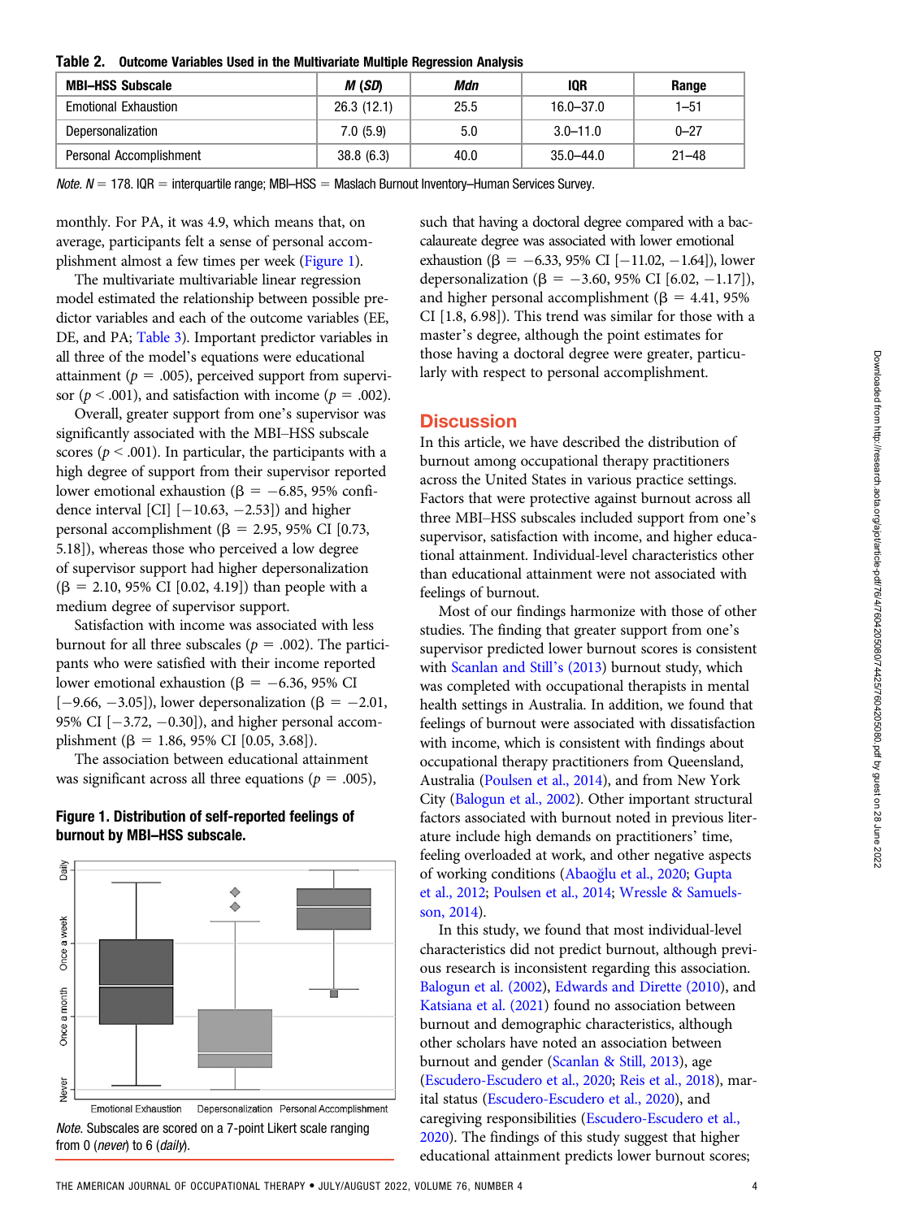**Table 2. Outcome Variables Used in the Multivariate Multiple Regression Analysis**

| MBI–HSS Subscale | *M* (*SD*) | *Mdn* | IQR | Range |
|---|---|---|---|---|
| Emotional Exhaustion | 26.3 (12.1) | 25.5 | 16.0–37.0 | 1–51 |
| Depersonalization | 7.0 (5.9) | 5.0 | 3.0–11.0 | 0–27 |
| Personal Accomplishment | 38.8 (6.3) | 40.0 | 35.0–44.0 | 21–48 |

*Note. N* = 178. IQR = interquartile range; MBI–HSS = Maslach Burnout Inventory–Human Services Survey.

monthly. For PA, it was 4.9, which means that, on average, participants felt a sense of personal accomplishment almost a few times per week (Figure 1).

The multivariate multivariable linear regression model estimated the relationship between possible predictor variables and each of the outcome variables (EE, DE, and PA; Table 3). Important predictor variables in all three of the model's equations were educational attainment ($p$ = .005), perceived support from supervisor ($p$ < .001), and satisfaction with income ($p$ = .002).

Overall, greater support from one's supervisor was significantly associated with the MBI–HSS subscale scores ($p$ < .001). In particular, the participants with a high degree of support from their supervisor reported lower emotional exhaustion (β = −6.85, 95% confidence interval [CI] [−10.63, −2.53]) and higher personal accomplishment (β = 2.95, 95% CI [0.73, 5.18]), whereas those who perceived a low degree of supervisor support had higher depersonalization (β = 2.10, 95% CI [0.02, 4.19]) than people with a medium degree of supervisor support.

Satisfaction with income was associated with less burnout for all three subscales ($p$ = .002). The participants who were satisfied with their income reported lower emotional exhaustion (β = −6.36, 95% CI [−9.66, −3.05]), lower depersonalization (β = −2.01, 95% CI [−3.72, −0.30]), and higher personal accomplishment (β = 1.86, 95% CI [0.05, 3.68]).

The association between educational attainment was significant across all three equations ($p$ = .005), such that having a doctoral degree compared with a baccalaureate degree was associated with lower emotional exhaustion (β = −6.33, 95% CI [−11.02, −1.64]), lower depersonalization (β = −3.60, 95% CI [6.02, −1.17]), and higher personal accomplishment (β = 4.41, 95% CI [1.8, 6.98]). This trend was similar for those with a master's degree, although the point estimates for those having a doctoral degree were greater, particularly with respect to personal accomplishment.

**Figure 1. Distribution of self-reported feelings of burnout by MBI–HSS subscale.**

*Note.* Subscales are scored on a 7-point Likert scale ranging from 0 (*never*) to 6 (*daily*).

## Discussion

In this article, we have described the distribution of burnout among occupational therapy practitioners across the United States in various practice settings. Factors that were protective against burnout across all three MBI–HSS subscales included support from one's supervisor, satisfaction with income, and higher educational attainment. Individual-level characteristics other than educational attainment were not associated with feelings of burnout.

Most of our findings harmonize with those of other studies. The finding that greater support from one's supervisor predicted lower burnout scores is consistent with Scanlan and Still's (2013) burnout study, which was completed with occupational therapists in mental health settings in Australia. In addition, we found that feelings of burnout were associated with dissatisfaction with income, which is consistent with findings about occupational therapy practitioners from Queensland, Australia (Poulsen et al., 2014), and from New York City (Balogun et al., 2002). Other important structural factors associated with burnout noted in previous literature include high demands on practitioners' time, feeling overloaded at work, and other negative aspects of working conditions (Abaoğlu et al., 2020; Gupta et al., 2012; Poulsen et al., 2014; Wressle & Samuelsson, 2014).

In this study, we found that most individual-level characteristics did not predict burnout, although previous research is inconsistent regarding this association. Balogun et al. (2002), Edwards and Dirette (2010), and Katsiana et al. (2021) found no association between burnout and demographic characteristics, although other scholars have noted an association between burnout and gender (Scanlan & Still, 2013), age (Escudero-Escudero et al., 2020; Reis et al., 2018), marital status (Escudero-Escudero et al., 2020), and caregiving responsibilities (Escudero-Escudero et al., 2020). The findings of this study suggest that higher educational attainment predicts lower burnout scores;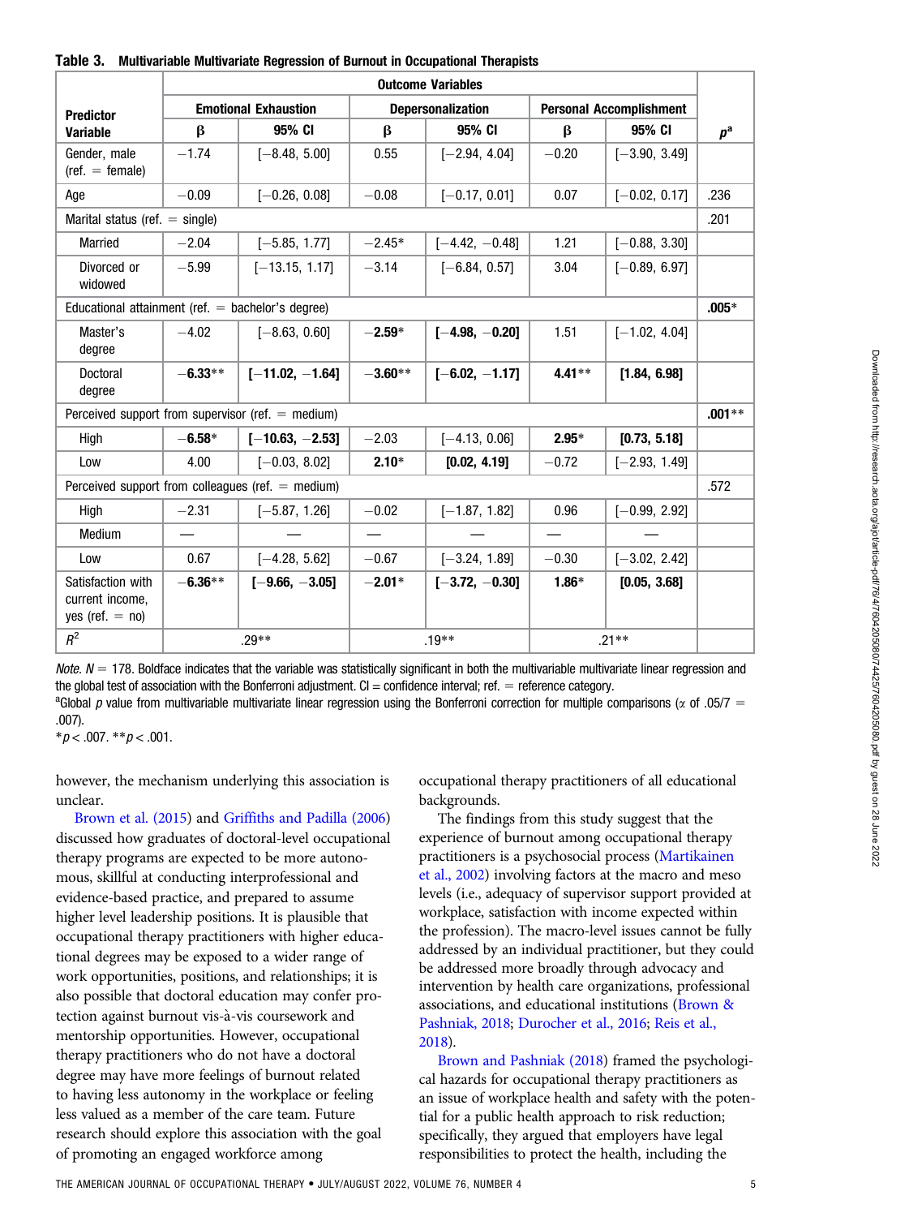**Table 3. Multivariable Multivariate Regression of Burnout in Occupational Therapists**

| Predictor Variable | Outcome Variables | | | | | | $p$[a] |
|---|---|---|---|---|---|---|---|
| | Emotional Exhaustion | | Depersonalization | | Personal Accomplishment | | |
| | β | 95% CI | β | 95% CI | β | 95% CI | |
| Gender, male (ref. = female) | −1.74 | [−8.48, 5.00] | 0.55 | [−2.94, 4.04] | −0.20 | [−3.90, 3.49] | |
| Age | −0.09 | [−0.26, 0.08] | −0.08 | [−0.17, 0.01] | 0.07 | [−0.02, 0.17] | .236 |
| Marital status (ref. = single) | | | | | | | .201 |
| Married | −2.04 | [−5.85, 1.77] | −2.45* | [−4.42, −0.48] | 1.21 | [−0.88, 3.30] | |
| Divorced or widowed | −5.99 | [−13.15, 1.17] | −3.14 | [−6.84, 0.57] | 3.04 | [−0.89, 6.97] | |
| Educational attainment (ref. = bachelor's degree) | | | | | | | **.005*** |
| Master's degree | −4.02 | [−8.63, 0.60] | **−2.59*** | **[−4.98, −0.20]** | 1.51 | [−1.02, 4.04] | |
| Doctoral degree | **−6.33**** | **[−11.02, −1.64]** | **−3.60**** | **[−6.02, −1.17]** | **4.41**** | **[1.84, 6.98]** | |
| Perceived support from supervisor (ref. = medium) | | | | | | | **.001**** |
| High | **−6.58*** | **[−10.63, −2.53]** | −2.03 | [−4.13, 0.06] | **2.95*** | **[0.73, 5.18]** | |
| Low | 4.00 | [−0.03, 8.02] | **2.10*** | **[0.02, 4.19]** | −0.72 | [−2.93, 1.49] | |
| Perceived support from colleagues (ref. = medium) | | | | | | | .572 |
| High | −2.31 | [−5.87, 1.26] | −0.02 | [−1.87, 1.82] | 0.96 | [−0.99, 2.92] | |
| Medium | — | — | — | — | — | — | |
| Low | 0.67 | [−4.28, 5.62] | −0.67 | [−3.24, 1.89] | −0.30 | [−3.02, 2.42] | |
| Satisfaction with current income, yes (ref. = no) | **−6.36**** | **[−9.66, −3.05]** | **−2.01*** | **[−3.72, −0.30]** | **1.86*** | **[0.05, 3.68]** | |
| $R^2$ | .29** | | .19** | | .21** | | |

*Note.* $N$ = 178. Boldface indicates that the variable was statistically significant in both the multivariable multivariate linear regression and the global test of association with the Bonferroni adjustment. CI = confidence interval; ref. = reference category.
[a]Global $p$ value from multivariable multivariate linear regression using the Bonferroni correction for multiple comparisons (α of .05/7 = .007).
*$p < .007$. **$p < .001$.

however, the mechanism underlying this association is unclear.

Brown et al. (2015) and Griffiths and Padilla (2006) discussed how graduates of doctoral-level occupational therapy programs are expected to be more autonomous, skillful at conducting interprofessional and evidence-based practice, and prepared to assume higher level leadership positions. It is plausible that occupational therapy practitioners with higher educational degrees may be exposed to a wider range of work opportunities, positions, and relationships; it is also possible that doctoral education may confer protection against burnout vis-à-vis coursework and mentorship opportunities. However, occupational therapy practitioners who do not have a doctoral degree may have more feelings of burnout related to having less autonomy in the workplace or feeling less valued as a member of the care team. Future research should explore this association with the goal of promoting an engaged workforce among occupational therapy practitioners of all educational backgrounds.

The findings from this study suggest that the experience of burnout among occupational therapy practitioners is a psychosocial process (Martikainen et al., 2002) involving factors at the macro and meso levels (i.e., adequacy of supervisor support provided at workplace, satisfaction with income expected within the profession). The macro-level issues cannot be fully addressed by an individual practitioner, but they could be addressed more broadly through advocacy and intervention by health care organizations, professional associations, and educational institutions (Brown & Pashniak, 2018; Durocher et al., 2016; Reis et al., 2018).

Brown and Pashniak (2018) framed the psychological hazards for occupational therapy practitioners as an issue of workplace health and safety with the potential for a public health approach to risk reduction; specifically, they argued that employers have legal responsibilities to protect the health, including the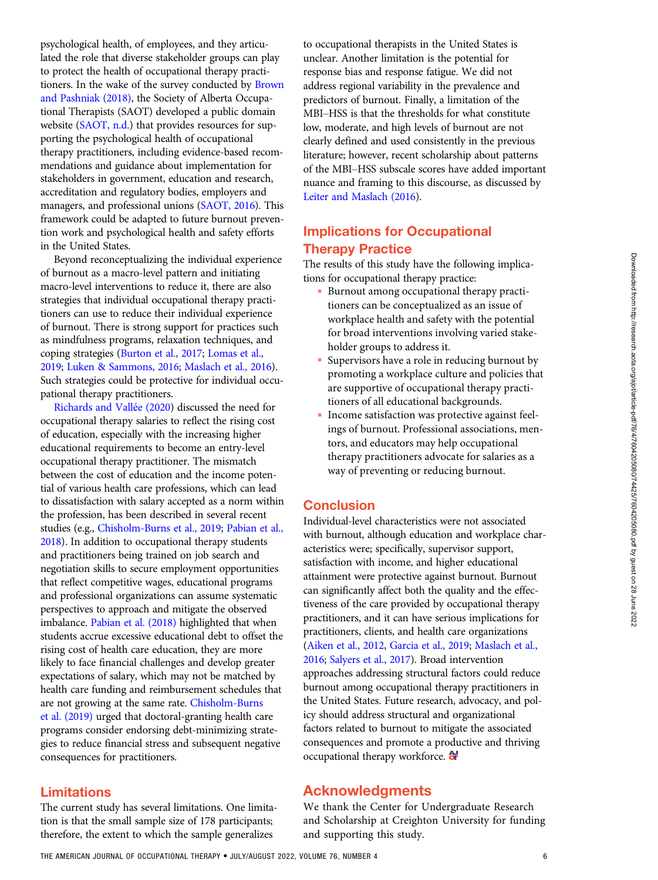psychological health, of employees, and they articulated the role that diverse stakeholder groups can play to protect the health of occupational therapy practitioners. In the wake of the survey conducted by Brown and Pashniak (2018), the Society of Alberta Occupational Therapists (SAOT) developed a public domain website (SAOT, n.d.) that provides resources for supporting the psychological health of occupational therapy practitioners, including evidence-based recommendations and guidance about implementation for stakeholders in government, education and research, accreditation and regulatory bodies, employers and managers, and professional unions (SAOT, 2016). This framework could be adapted to future burnout prevention work and psychological health and safety efforts in the United States.

Beyond reconceptualizing the individual experience of burnout as a macro-level pattern and initiating macro-level interventions to reduce it, there are also strategies that individual occupational therapy practitioners can use to reduce their individual experience of burnout. There is strong support for practices such as mindfulness programs, relaxation techniques, and coping strategies (Burton et al., 2017; Lomas et al., 2019; Luken & Sammons, 2016; Maslach et al., 2016). Such strategies could be protective for individual occupational therapy practitioners.

Richards and Vallée (2020) discussed the need for occupational therapy salaries to reflect the rising cost of education, especially with the increasing higher educational requirements to become an entry-level occupational therapy practitioner. The mismatch between the cost of education and the income potential of various health care professions, which can lead to dissatisfaction with salary accepted as a norm within the profession, has been described in several recent studies (e.g., Chisholm-Burns et al., 2019; Pabian et al., 2018). In addition to occupational therapy students and practitioners being trained on job search and negotiation skills to secure employment opportunities that reflect competitive wages, educational programs and professional organizations can assume systematic perspectives to approach and mitigate the observed imbalance. Pabian et al. (2018) highlighted that when students accrue excessive educational debt to offset the rising cost of health care education, they are more likely to face financial challenges and develop greater expectations of salary, which may not be matched by health care funding and reimbursement schedules that are not growing at the same rate. Chisholm-Burns et al. (2019) urged that doctoral-granting health care programs consider endorsing debt-minimizing strategies to reduce financial stress and subsequent negative consequences for practitioners.

## Limitations

The current study has several limitations. One limitation is that the small sample size of 178 participants; therefore, the extent to which the sample generalizes to occupational therapists in the United States is unclear. Another limitation is the potential for response bias and response fatigue. We did not address regional variability in the prevalence and predictors of burnout. Finally, a limitation of the MBI–HSS is that the thresholds for what constitute low, moderate, and high levels of burnout are not clearly defined and used consistently in the previous literature; however, recent scholarship about patterns of the MBI–HSS subscale scores have added important nuance and framing to this discourse, as discussed by Leiter and Maslach (2016).

## Implications for Occupational Therapy Practice

The results of this study have the following implications for occupational therapy practice:

- Burnout among occupational therapy practitioners can be conceptualized as an issue of workplace health and safety with the potential for broad interventions involving varied stakeholder groups to address it.
- Supervisors have a role in reducing burnout by promoting a workplace culture and policies that are supportive of occupational therapy practitioners of all educational backgrounds.
- Income satisfaction was protective against feelings of burnout. Professional associations, mentors, and educators may help occupational therapy practitioners advocate for salaries as a way of preventing or reducing burnout.

## Conclusion

Individual-level characteristics were not associated with burnout, although education and workplace characteristics were; specifically, supervisor support, satisfaction with income, and higher educational attainment were protective against burnout. Burnout can significantly affect both the quality and the effectiveness of the care provided by occupational therapy practitioners, and it can have serious implications for practitioners, clients, and health care organizations (Aiken et al., 2012, Garcia et al., 2019; Maslach et al., 2016; Salyers et al., 2017). Broad intervention approaches addressing structural factors could reduce burnout among occupational therapy practitioners in the United States. Future research, advocacy, and policy should address structural and organizational factors related to burnout to mitigate the associated consequences and promote a productive and thriving occupational therapy workforce.

## Acknowledgments

We thank the Center for Undergraduate Research and Scholarship at Creighton University for funding and supporting this study.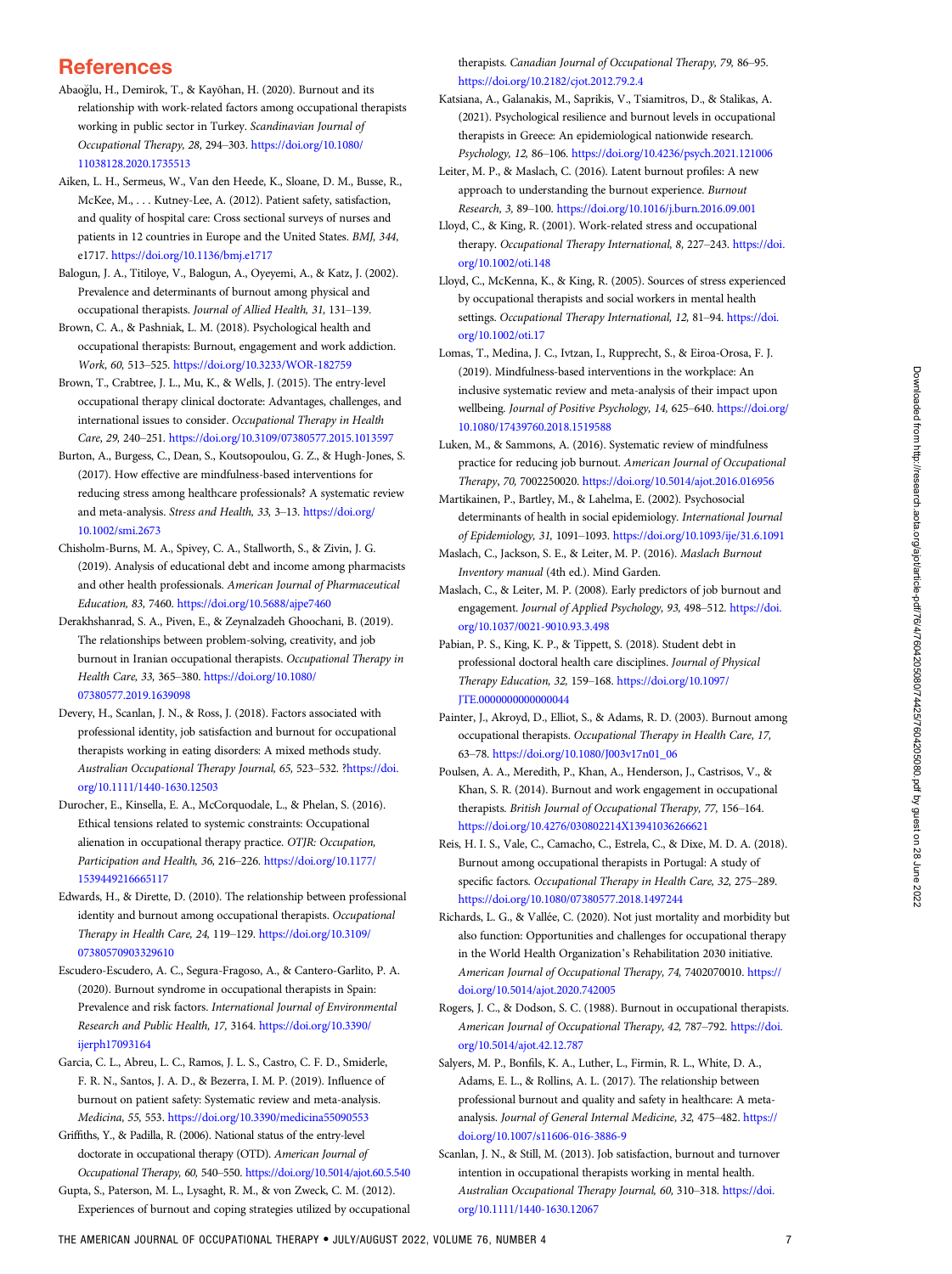## References

Abaoğlu, H., Demirok, T., & Kayôhan, H. (2020). Burnout and its relationship with work-related factors among occupational therapists working in public sector in Turkey. *Scandinavian Journal of Occupational Therapy, 28,* 294–303. https://doi.org/10.1080/11038128.2020.1735513

Aiken, L. H., Sermeus, W., Van den Heede, K., Sloane, D. M., Busse, R., McKee, M., . . . Kutney-Lee, A. (2012). Patient safety, satisfaction, and quality of hospital care: Cross sectional surveys of nurses and patients in 12 countries in Europe and the United States. *BMJ, 344,* e1717. https://doi.org/10.1136/bmj.e1717

Balogun, J. A., Titiloye, V., Balogun, A., Oyeyemi, A., & Katz, J. (2002). Prevalence and determinants of burnout among physical and occupational therapists. *Journal of Allied Health, 31,* 131–139.

Brown, C. A., & Pashniak, L. M. (2018). Psychological health and occupational therapists: Burnout, engagement and work addiction. *Work, 60,* 513–525. https://doi.org/10.3233/WOR-182759

Brown, T., Crabtree, J. L., Mu, K., & Wells, J. (2015). The entry-level occupational therapy clinical doctorate: Advantages, challenges, and international issues to consider. *Occupational Therapy in Health Care, 29,* 240–251. https://doi.org/10.3109/07380577.2015.1013597

Burton, A., Burgess, C., Dean, S., Koutsopoulou, G. Z., & Hugh-Jones, S. (2017). How effective are mindfulness-based interventions for reducing stress among healthcare professionals? A systematic review and meta-analysis. *Stress and Health, 33,* 3–13. https://doi.org/10.1002/smi.2673

Chisholm-Burns, M. A., Spivey, C. A., Stallworth, S., & Zivin, J. G. (2019). Analysis of educational debt and income among pharmacists and other health professionals. *American Journal of Pharmaceutical Education, 83,* 7460. https://doi.org/10.5688/ajpe7460

Derakhshanrad, S. A., Piven, E., & Zeynalzadeh Ghoochani, B. (2019). The relationships between problem-solving, creativity, and job burnout in Iranian occupational therapists. *Occupational Therapy in Health Care, 33,* 365–380. https://doi.org/10.1080/07380577.2019.1639098

Devery, H., Scanlan, J. N., & Ross, J. (2018). Factors associated with professional identity, job satisfaction and burnout for occupational therapists working in eating disorders: A mixed methods study. *Australian Occupational Therapy Journal, 65,* 523–532. ?https://doi.org/10.1111/1440-1630.12503

Durocher, E., Kinsella, E. A., McCorquodale, L., & Phelan, S. (2016). Ethical tensions related to systemic constraints: Occupational alienation in occupational therapy practice. *OTJR: Occupation, Participation and Health, 36,* 216–226. https://doi.org/10.1177/1539449216665117

Edwards, H., & Dirette, D. (2010). The relationship between professional identity and burnout among occupational therapists. *Occupational Therapy in Health Care, 24,* 119–129. https://doi.org/10.3109/07380570903329610

Escudero-Escudero, A. C., Segura-Fragoso, A., & Cantero-Garlito, P. A. (2020). Burnout syndrome in occupational therapists in Spain: Prevalence and risk factors. *International Journal of Environmental Research and Public Health, 17,* 3164. https://doi.org/10.3390/ijerph17093164

Garcia, C. L., Abreu, L. C., Ramos, J. L. S., Castro, C. F. D., Smiderle, F. R. N., Santos, J. A. D., & Bezerra, I. M. P. (2019). Influence of burnout on patient safety: Systematic review and meta-analysis. *Medicina, 55,* 553. https://doi.org/10.3390/medicina55090553

Griffiths, Y., & Padilla, R. (2006). National status of the entry-level doctorate in occupational therapy (OTD). *American Journal of Occupational Therapy, 60,* 540–550. https://doi.org/10.5014/ajot.60.5.540

Gupta, S., Paterson, M. L., Lysaght, R. M., & von Zweck, C. M. (2012). Experiences of burnout and coping strategies utilized by occupational therapists. *Canadian Journal of Occupational Therapy, 79,* 86–95. https://doi.org/10.2182/cjot.2012.79.2.4

Katsiana, A., Galanakis, M., Saprikis, V., Tsiamitros, D., & Stalikas, A. (2021). Psychological resilience and burnout levels in occupational therapists in Greece: An epidemiological nationwide research. *Psychology, 12,* 86–106. https://doi.org/10.4236/psych.2021.121006

Leiter, M. P., & Maslach, C. (2016). Latent burnout profiles: A new approach to understanding the burnout experience. *Burnout Research, 3,* 89–100. https://doi.org/10.1016/j.burn.2016.09.001

Lloyd, C., & King, R. (2001). Work-related stress and occupational therapy. *Occupational Therapy International, 8,* 227–243. https://doi.org/10.1002/oti.148

Lloyd, C., McKenna, K., & King, R. (2005). Sources of stress experienced by occupational therapists and social workers in mental health settings. *Occupational Therapy International, 12,* 81–94. https://doi.org/10.1002/oti.17

Lomas, T., Medina, J. C., Ivtzan, I., Rupprecht, S., & Eiroa-Orosa, F. J. (2019). Mindfulness-based interventions in the workplace: An inclusive systematic review and meta-analysis of their impact upon wellbeing. *Journal of Positive Psychology, 14,* 625–640. https://doi.org/10.1080/17439760.2018.1519588

Luken, M., & Sammons, A. (2016). Systematic review of mindfulness practice for reducing job burnout. *American Journal of Occupational Therapy, 70,* 7002250020. https://doi.org/10.5014/ajot.2016.016956

Martikainen, P., Bartley, M., & Lahelma, E. (2002). Psychosocial determinants of health in social epidemiology. *International Journal of Epidemiology, 31,* 1091–1093. https://doi.org/10.1093/ije/31.6.1091

Maslach, C., Jackson, S. E., & Leiter, M. P. (2016). *Maslach Burnout Inventory manual* (4th ed.). Mind Garden.

Maslach, C., & Leiter, M. P. (2008). Early predictors of job burnout and engagement. *Journal of Applied Psychology, 93,* 498–512. https://doi.org/10.1037/0021-9010.93.3.498

Pabian, P. S., King, K. P., & Tippett, S. (2018). Student debt in professional doctoral health care disciplines. *Journal of Physical Therapy Education, 32,* 159–168. https://doi.org/10.1097/JTE.0000000000000044

Painter, J., Akroyd, D., Elliot, S., & Adams, R. D. (2003). Burnout among occupational therapists. *Occupational Therapy in Health Care, 17,* 63–78. https://doi.org/10.1080/J003v17n01_06

Poulsen, A. A., Meredith, P., Khan, A., Henderson, J., Castrisos, V., & Khan, S. R. (2014). Burnout and work engagement in occupational therapists. *British Journal of Occupational Therapy, 77,* 156–164. https://doi.org/10.4276/030802214X13941036266621

Reis, H. I. S., Vale, C., Camacho, C., Estrela, C., & Dixe, M. D. A. (2018). Burnout among occupational therapists in Portugal: A study of specific factors. *Occupational Therapy in Health Care, 32,* 275–289. https://doi.org/10.1080/07380577.2018.1497244

Richards, L. G., & Vallée, C. (2020). Not just mortality and morbidity but also function: Opportunities and challenges for occupational therapy in the World Health Organization's Rehabilitation 2030 initiative. *American Journal of Occupational Therapy, 74,* 7402070010. https://doi.org/10.5014/ajot.2020.742005

Rogers, J. C., & Dodson, S. C. (1988). Burnout in occupational therapists. *American Journal of Occupational Therapy, 42,* 787–792. https://doi.org/10.5014/ajot.42.12.787

Salyers, M. P., Bonfils, K. A., Luther, L., Firmin, R. L., White, D. A., Adams, E. L., & Rollins, A. L. (2017). The relationship between professional burnout and quality and safety in healthcare: A meta-analysis. *Journal of General Internal Medicine, 32,* 475–482. https://doi.org/10.1007/s11606-016-3886-9

Scanlan, J. N., & Still, M. (2013). Job satisfaction, burnout and turnover intention in occupational therapists working in mental health. *Australian Occupational Therapy Journal, 60,* 310–318. https://doi.org/10.1111/1440-1630.12067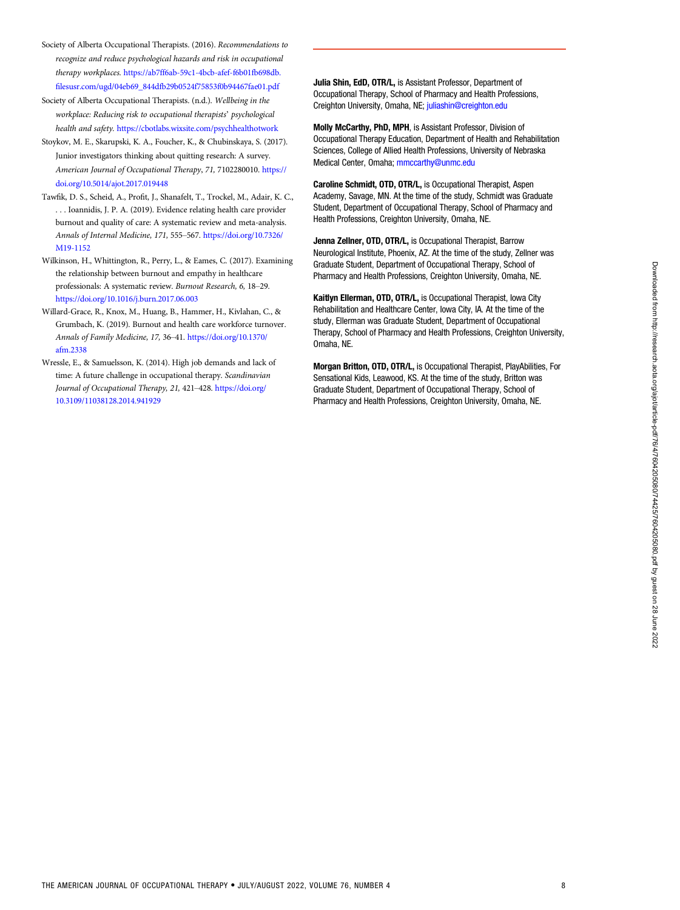Society of Alberta Occupational Therapists. (2016). *Recommendations to recognize and reduce psychological hazards and risk in occupational therapy workplaces.* https://ab7ff6ab-59c1-4bcb-afef-f6b01fb698db.filesusr.com/ugd/04eb69_844dfb29b0524f75853f0b94467fae01.pdf

Society of Alberta Occupational Therapists. (n.d.). *Wellbeing in the workplace: Reducing risk to occupational therapists' psychological health and safety.* https://cbotlabs.wixsite.com/psychhealthotwork

Stoykov, M. E., Skarupski, K. A., Foucher, K., & Chubinskaya, S. (2017). Junior investigators thinking about quitting research: A survey. *American Journal of Occupational Therapy, 71,* 7102280010. https://doi.org/10.5014/ajot.2017.019448

Tawfik, D. S., Scheid, A., Profit, J., Shanafelt, T., Trockel, M., Adair, K. C., . . . Ioannidis, J. P. A. (2019). Evidence relating health care provider burnout and quality of care: A systematic review and meta-analysis. *Annals of Internal Medicine, 171,* 555–567. https://doi.org/10.7326/M19-1152

Wilkinson, H., Whittington, R., Perry, L., & Eames, C. (2017). Examining the relationship between burnout and empathy in healthcare professionals: A systematic review. *Burnout Research, 6,* 18–29. https://doi.org/10.1016/j.burn.2017.06.003

Willard-Grace, R., Knox, M., Huang, B., Hammer, H., Kivlahan, C., & Grumbach, K. (2019). Burnout and health care workforce turnover. *Annals of Family Medicine, 17,* 36–41. https://doi.org/10.1370/afm.2338

Wressle, E., & Samuelsson, K. (2014). High job demands and lack of time: A future challenge in occupational therapy. *Scandinavian Journal of Occupational Therapy, 21,* 421–428. https://doi.org/10.3109/11038128.2014.941929

---

**Julia Shin, EdD, OTR/L,** is Assistant Professor, Department of Occupational Therapy, School of Pharmacy and Health Professions, Creighton University, Omaha, NE; juliashin@creighton.edu

**Molly McCarthy, PhD, MPH**, is Assistant Professor, Division of Occupational Therapy Education, Department of Health and Rehabilitation Sciences, College of Allied Health Professions, University of Nebraska Medical Center, Omaha; mmccarthy@unmc.edu

**Caroline Schmidt, OTD, OTR/L,** is Occupational Therapist, Aspen Academy, Savage, MN. At the time of the study, Schmidt was Graduate Student, Department of Occupational Therapy, School of Pharmacy and Health Professions, Creighton University, Omaha, NE.

**Jenna Zellner, OTD, OTR/L,** is Occupational Therapist, Barrow Neurological Institute, Phoenix, AZ. At the time of the study, Zellner was Graduate Student, Department of Occupational Therapy, School of Pharmacy and Health Professions, Creighton University, Omaha, NE.

**Kaitlyn Ellerman, OTD, OTR/L,** is Occupational Therapist, Iowa City Rehabilitation and Healthcare Center, Iowa City, IA. At the time of the study, Ellerman was Graduate Student, Department of Occupational Therapy, School of Pharmacy and Health Professions, Creighton University, Omaha, NE.

**Morgan Britton, OTD, OTR/L,** is Occupational Therapist, PlayAbilities, For Sensational Kids, Leawood, KS. At the time of the study, Britton was Graduate Student, Department of Occupational Therapy, School of Pharmacy and Health Professions, Creighton University, Omaha, NE.